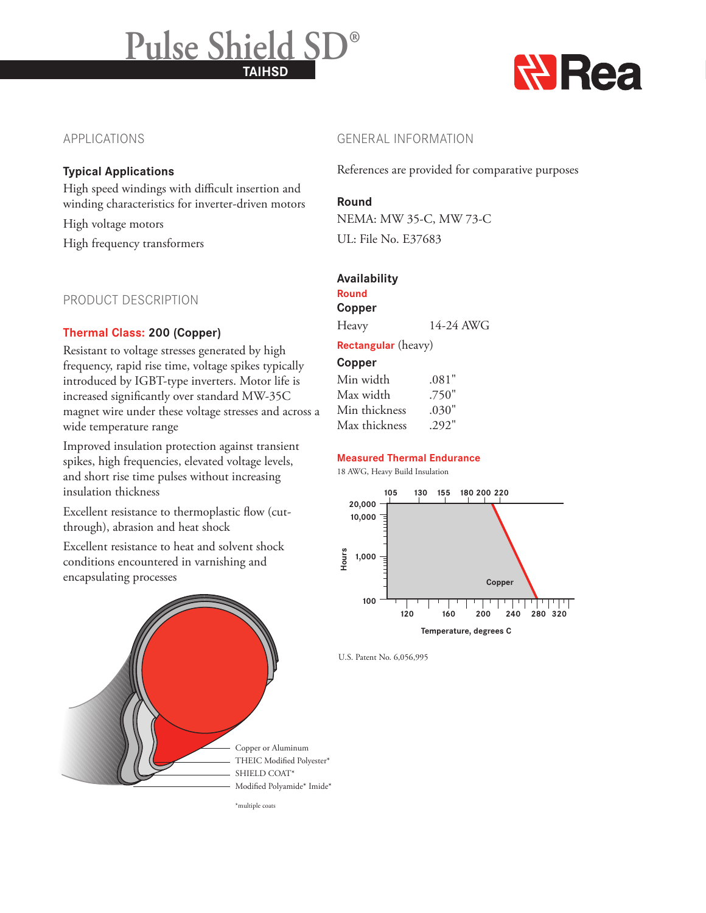# Pulse Shield SD®

**TAIHSD**

## APPLICATIONS

### Typical Applications

High speed windings with difficult insertion and winding characteristics for inverter-driven motors

High voltage motors

High frequency transformers

## PRODUCT DESCRIPTION

### Thermal Class: 200 (Copper)

Resistant to voltage stresses generated by high frequency, rapid rise time, voltage spikes typically introduced by IGBT-type inverters. Motor life is increased significantly over standard MW-35C magnet wire under these voltage stresses and across a wide temperature range

Improved insulation protection against transient spikes, high frequencies, elevated voltage levels, and short rise time pulses without increasing insulation thickness

Excellent resistance to thermoplastic flow (cut-through), abrasion and heat shock

Excellent resistance to heat and solvent shock conditions encountered in varnishing and encapsulating processes

Copper or Aluminum

THEIC Modified Polyester*

SHIELD COAT*

Modified Polyamide* Imide*

*multiple coats

## GENERAL INFORMATION

References are provided for comparative purposes

### Round

NEMA: MW 35-C, MW 73-C

UL: File No. E37683

### Availability

**Round**

**Copper**

| | |
|---|---|
| Heavy | 14-24 AWG |

**Rectangular** (heavy)

**Copper**

| | |
|---|---|
| Min width | .081" |
| Max width | .750" |
| Min thickness | .030" |
| Max thickness | .292" |

### Measured Thermal Endurance

18 AWG, Heavy Build Insulation

U.S. Patent No. 6,056,995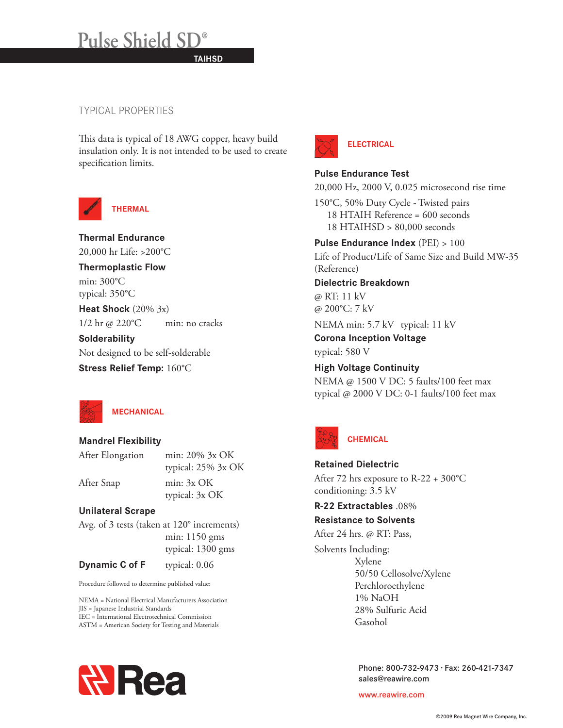# Pulse Shield SD®

TAIHSD

## TYPICAL PROPERTIES

This data is typical of 18 AWG copper, heavy build insulation only. It is not intended to be used to create specification limits.

### THERMAL

**Thermal Endurance**
20,000 hr Life: >200°C

**Thermoplastic Flow**
min: 300°C
typical: 350°C

**Heat Shock** (20% 3x)
1/2 hr @ 220°C    min: no cracks

**Solderability**
Not designed to be self-solderable

**Stress Relief Temp:** 160°C

### MECHANICAL

**Mandrel Flexibility**

| | |
|---|---|
| After Elongation | min: 20% 3x OK<br>typical: 25% 3x OK |
| After Snap | min: 3x OK<br>typical: 3x OK |

**Unilateral Scrape**
Avg. of 3 tests (taken at 120° increments)
min: 1150 gms
typical: 1300 gms

**Dynamic C of F**    typical: 0.06

Procedure followed to determine published value:

NEMA = National Electrical Manufacturers Association
JIS = Japanese Industrial Standards
IEC = International Electrotechnical Commission
ASTM = American Society for Testing and Materials

### ELECTRICAL

**Pulse Endurance Test**
20,000 Hz, 2000 V, 0.025 microsecond rise time

150°C, 50% Duty Cycle - Twisted pairs
18 HTAIH Reference = 600 seconds
18 HTAIHSD > 80,000 seconds

**Pulse Endurance Index** (PEI) > 100
Life of Product/Life of Same Size and Build MW-35 (Reference)

**Dielectric Breakdown**
@ RT: 11 kV
@ 200°C: 7 kV

NEMA min: 5.7 kV  typical: 11 kV

**Corona Inception Voltage**
typical: 580 V

**High Voltage Continuity**
NEMA @ 1500 V DC: 5 faults/100 feet max
typical @ 2000 V DC: 0-1 faults/100 feet max

### CHEMICAL

**Retained Dielectric**
After 72 hrs exposure to R-22 + 300°C conditioning: 3.5 kV

**R-22 Extractables** .08%

**Resistance to Solvents**
After 24 hrs. @ RT: Pass,

Solvents Including:
- Xylene
- 50/50 Cellosolve/Xylene
- Perchloroethylene
- 1% NaOH
- 28% Sulfuric Acid
- Gasohol

Rea

Phone: 800-732-9473 · Fax: 260-421-7347
sales@reawire.com

www.reawire.com

©2009 Rea Magnet Wire Company, Inc.